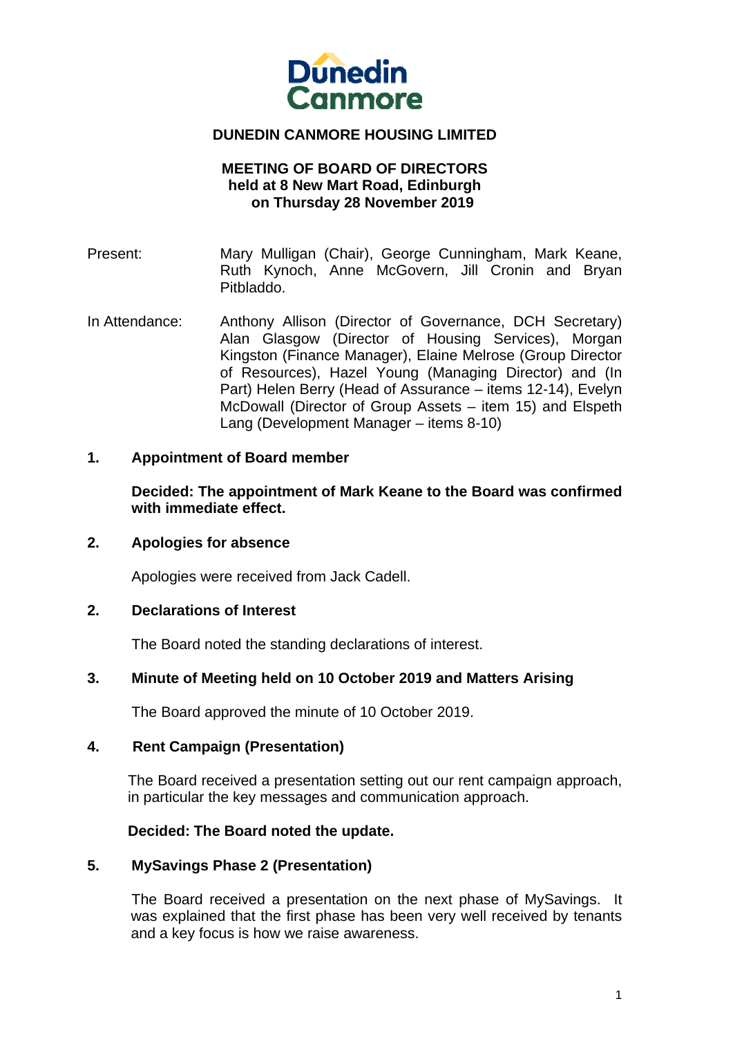**Dunedin Canmore**

# DUNEDIN CANMORE HOUSING LIMITED

## MEETING OF BOARD OF DIRECTORS held at 8 New Mart Road, Edinburgh on Thursday 28 November 2019

Present: Mary Mulligan (Chair), George Cunningham, Mark Keane, Ruth Kynoch, Anne McGovern, Jill Cronin and Bryan Pitbladdo.

In Attendance: Anthony Allison (Director of Governance, DCH Secretary) Alan Glasgow (Director of Housing Services), Morgan Kingston (Finance Manager), Elaine Melrose (Group Director of Resources), Hazel Young (Managing Director) and (In Part) Helen Berry (Head of Assurance – items 12-14), Evelyn McDowall (Director of Group Assets – item 15) and Elspeth Lang (Development Manager – items 8-10)

### 1. Appointment of Board member

**Decided: The appointment of Mark Keane to the Board was confirmed with immediate effect.**

### 2. Apologies for absence

Apologies were received from Jack Cadell.

### 2. Declarations of Interest

The Board noted the standing declarations of interest.

### 3. Minute of Meeting held on 10 October 2019 and Matters Arising

The Board approved the minute of 10 October 2019.

### 4. Rent Campaign (Presentation)

The Board received a presentation setting out our rent campaign approach, in particular the key messages and communication approach.

**Decided: The Board noted the update.**

### 5. MySavings Phase 2 (Presentation)

The Board received a presentation on the next phase of MySavings. It was explained that the first phase has been very well received by tenants and a key focus is how we raise awareness.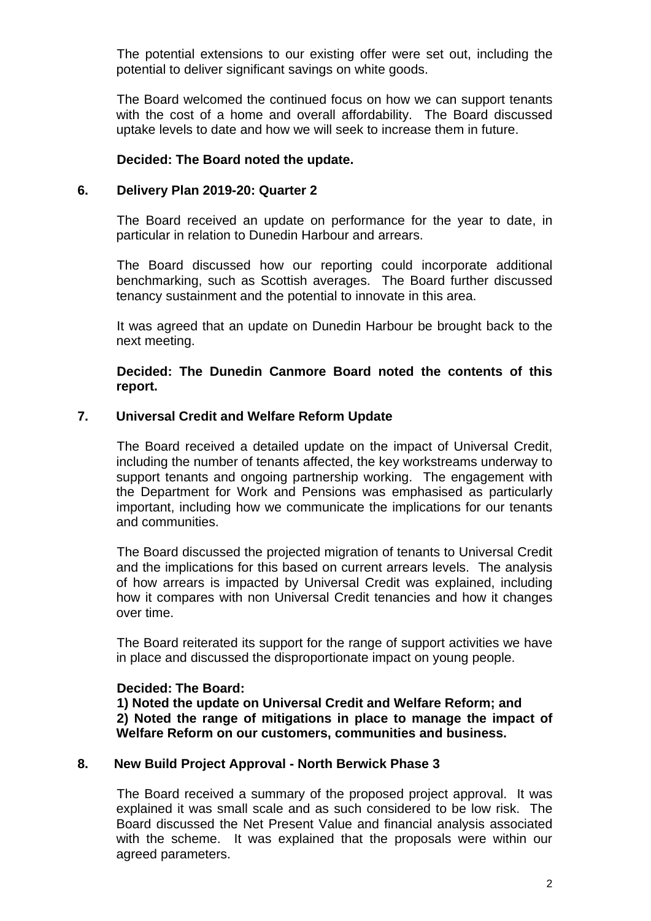The potential extensions to our existing offer were set out, including the potential to deliver significant savings on white goods.

The Board welcomed the continued focus on how we can support tenants with the cost of a home and overall affordability. The Board discussed uptake levels to date and how we will seek to increase them in future.

**Decided: The Board noted the update.**

## 6. Delivery Plan 2019-20: Quarter 2

The Board received an update on performance for the year to date, in particular in relation to Dunedin Harbour and arrears.

The Board discussed how our reporting could incorporate additional benchmarking, such as Scottish averages. The Board further discussed tenancy sustainment and the potential to innovate in this area.

It was agreed that an update on Dunedin Harbour be brought back to the next meeting.

**Decided: The Dunedin Canmore Board noted the contents of this report.**

## 7. Universal Credit and Welfare Reform Update

The Board received a detailed update on the impact of Universal Credit, including the number of tenants affected, the key workstreams underway to support tenants and ongoing partnership working. The engagement with the Department for Work and Pensions was emphasised as particularly important, including how we communicate the implications for our tenants and communities.

The Board discussed the projected migration of tenants to Universal Credit and the implications for this based on current arrears levels. The analysis of how arrears is impacted by Universal Credit was explained, including how it compares with non Universal Credit tenancies and how it changes over time.

The Board reiterated its support for the range of support activities we have in place and discussed the disproportionate impact on young people.

**Decided: The Board:**
**1) Noted the update on Universal Credit and Welfare Reform; and**
**2) Noted the range of mitigations in place to manage the impact of Welfare Reform on our customers, communities and business.**

## 8. New Build Project Approval - North Berwick Phase 3

The Board received a summary of the proposed project approval. It was explained it was small scale and as such considered to be low risk. The Board discussed the Net Present Value and financial analysis associated with the scheme. It was explained that the proposals were within our agreed parameters.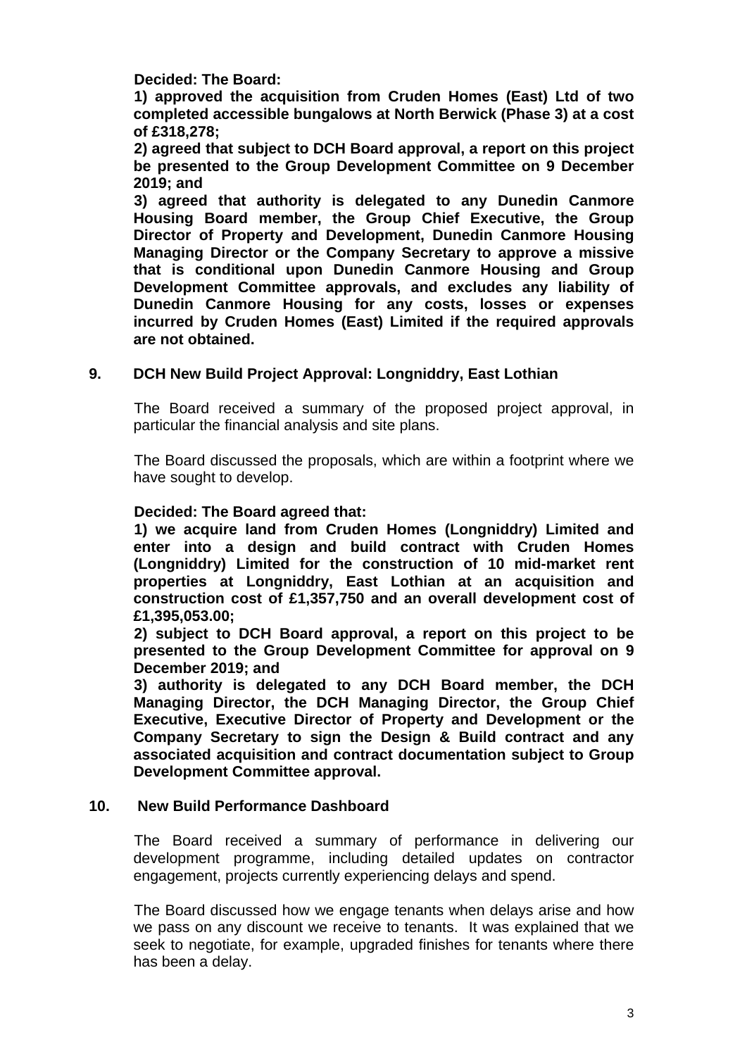**Decided: The Board:**

**1) approved the acquisition from Cruden Homes (East) Ltd of two completed accessible bungalows at North Berwick (Phase 3) at a cost of £318,278;**

**2) agreed that subject to DCH Board approval, a report on this project be presented to the Group Development Committee on 9 December 2019; and**

**3) agreed that authority is delegated to any Dunedin Canmore Housing Board member, the Group Chief Executive, the Group Director of Property and Development, Dunedin Canmore Housing Managing Director or the Company Secretary to approve a missive that is conditional upon Dunedin Canmore Housing and Group Development Committee approvals, and excludes any liability of Dunedin Canmore Housing for any costs, losses or expenses incurred by Cruden Homes (East) Limited if the required approvals are not obtained.**

## 9. DCH New Build Project Approval: Longniddry, East Lothian

The Board received a summary of the proposed project approval, in particular the financial analysis and site plans.

The Board discussed the proposals, which are within a footprint where we have sought to develop.

**Decided: The Board agreed that:**

**1) we acquire land from Cruden Homes (Longniddry) Limited and enter into a design and build contract with Cruden Homes (Longniddry) Limited for the construction of 10 mid-market rent properties at Longniddry, East Lothian at an acquisition and construction cost of £1,357,750 and an overall development cost of £1,395,053.00;**

**2) subject to DCH Board approval, a report on this project to be presented to the Group Development Committee for approval on 9 December 2019; and**

**3) authority is delegated to any DCH Board member, the DCH Managing Director, the DCH Managing Director, the Group Chief Executive, Executive Director of Property and Development or the Company Secretary to sign the Design & Build contract and any associated acquisition and contract documentation subject to Group Development Committee approval.**

## 10. New Build Performance Dashboard

The Board received a summary of performance in delivering our development programme, including detailed updates on contractor engagement, projects currently experiencing delays and spend.

The Board discussed how we engage tenants when delays arise and how we pass on any discount we receive to tenants. It was explained that we seek to negotiate, for example, upgraded finishes for tenants where there has been a delay.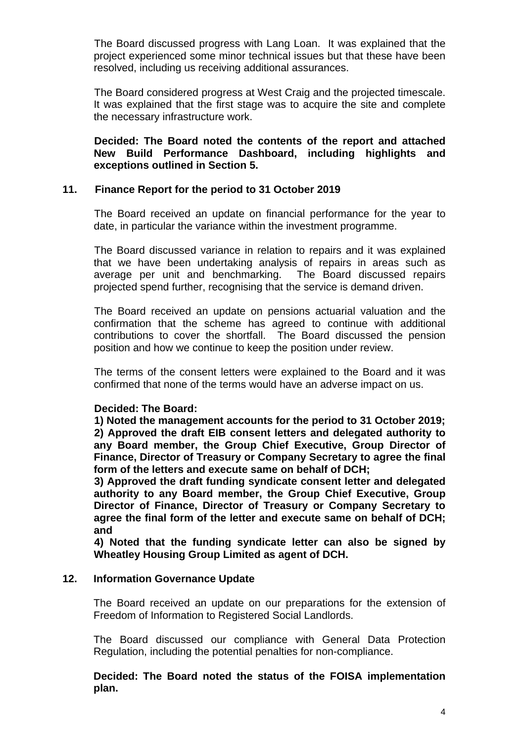The Board discussed progress with Lang Loan. It was explained that the project experienced some minor technical issues but that these have been resolved, including us receiving additional assurances.

The Board considered progress at West Craig and the projected timescale. It was explained that the first stage was to acquire the site and complete the necessary infrastructure work.

**Decided: The Board noted the contents of the report and attached New Build Performance Dashboard, including highlights and exceptions outlined in Section 5.**

## 11. Finance Report for the period to 31 October 2019

The Board received an update on financial performance for the year to date, in particular the variance within the investment programme.

The Board discussed variance in relation to repairs and it was explained that we have been undertaking analysis of repairs in areas such as average per unit and benchmarking. The Board discussed repairs projected spend further, recognising that the service is demand driven.

The Board received an update on pensions actuarial valuation and the confirmation that the scheme has agreed to continue with additional contributions to cover the shortfall. The Board discussed the pension position and how we continue to keep the position under review.

The terms of the consent letters were explained to the Board and it was confirmed that none of the terms would have an adverse impact on us.

**Decided: The Board:**

**1) Noted the management accounts for the period to 31 October 2019;**
**2) Approved the draft EIB consent letters and delegated authority to any Board member, the Group Chief Executive, Group Director of Finance, Director of Treasury or Company Secretary to agree the final form of the letters and execute same on behalf of DCH;**
**3) Approved the draft funding syndicate consent letter and delegated authority to any Board member, the Group Chief Executive, Group Director of Finance, Director of Treasury or Company Secretary to agree the final form of the letter and execute same on behalf of DCH; and**
**4) Noted that the funding syndicate letter can also be signed by Wheatley Housing Group Limited as agent of DCH.**

## 12. Information Governance Update

The Board received an update on our preparations for the extension of Freedom of Information to Registered Social Landlords.

The Board discussed our compliance with General Data Protection Regulation, including the potential penalties for non-compliance.

**Decided: The Board noted the status of the FOISA implementation plan.**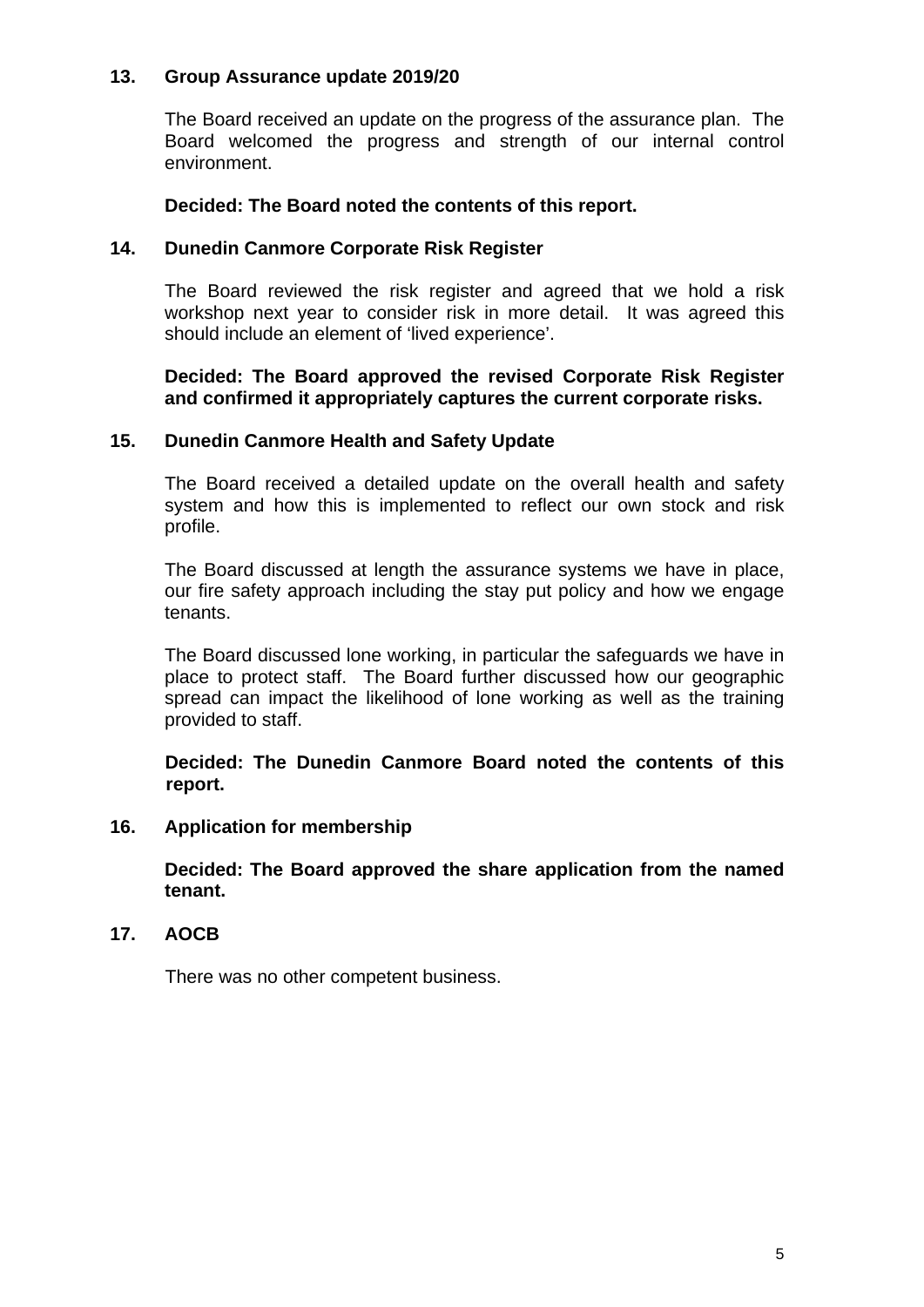## 13. Group Assurance update 2019/20

The Board received an update on the progress of the assurance plan. The Board welcomed the progress and strength of our internal control environment.

**Decided: The Board noted the contents of this report.**

## 14. Dunedin Canmore Corporate Risk Register

The Board reviewed the risk register and agreed that we hold a risk workshop next year to consider risk in more detail. It was agreed this should include an element of 'lived experience'.

**Decided: The Board approved the revised Corporate Risk Register and confirmed it appropriately captures the current corporate risks.**

## 15. Dunedin Canmore Health and Safety Update

The Board received a detailed update on the overall health and safety system and how this is implemented to reflect our own stock and risk profile.

The Board discussed at length the assurance systems we have in place, our fire safety approach including the stay put policy and how we engage tenants.

The Board discussed lone working, in particular the safeguards we have in place to protect staff. The Board further discussed how our geographic spread can impact the likelihood of lone working as well as the training provided to staff.

**Decided: The Dunedin Canmore Board noted the contents of this report.**

## 16. Application for membership

**Decided: The Board approved the share application from the named tenant.**

## 17. AOCB

There was no other competent business.